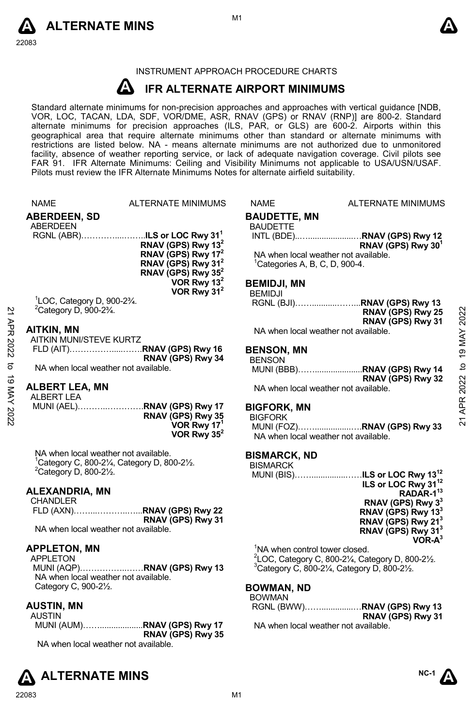INSTRUMENT APPROACH PROCEDURE CHARTS

# IFR ALTERNATE AIRPORT MINIMUMS

Standard alternate minimums for non-precision approaches and approaches with vertical guidance [NDB, VOR, LOC, TACAN, LDA, SDF, VOR/DME, ASR, RNAV (GPS) or RNAV (RNP)] are 800-2. Standard alternate minimums for precision approaches (ILS, PAR, or GLS) are 600-2. Airports within this geographical area that require alternate minimums other than standard or alternate minimums with restrictions are listed below. NA - means alternate minimums are not authorized due to unmonitored facility, absence of weather reporting service, or lack of adequate navigation coverage. Civil pilots see FAR 91. IFR Alternate Minimums: Ceiling and Visibility Minimums not applicable to USA/USN/USAF. Pilots must review the IFR Alternate Minimums Notes for alternate airfield suitability.

NAME — ALTERNATE MINIMUMS

## ABERDEEN, SD

ABERDEEN
RGNL (ABR)…………………**ILS or LOC Rwy 31**[1]
**RNAV (GPS) Rwy 13**[2]
**RNAV (GPS) Rwy 17**[2]
**RNAV (GPS) Rwy 31**[2]
**RNAV (GPS) Rwy 35**[2]
**VOR Rwy 13**[2]
**VOR Rwy 31**[2]

[1]LOC, Category D, 900-2¾.
[2]Category D, 900-2¾.

## AITKIN, MN

AITKIN MUNI/STEVE KURTZ
FLD (AIT)…………………**RNAV (GPS) Rwy 16**
**RNAV (GPS) Rwy 34**
NA when local weather not available.

## ALBERT LEA, MN

ALBERT LEA
MUNI (AEL)…………………**RNAV (GPS) Rwy 17**
**RNAV (GPS) Rwy 35**
**VOR Rwy 17**[1]
**VOR Rwy 35**[2]

NA when local weather not available.
[1]Category C, 800-2¼, Category D, 800-2½.
[2]Category D, 800-2½.

## ALEXANDRIA, MN

CHANDLER
FLD (AXN)…………………**RNAV (GPS) Rwy 22**
**RNAV (GPS) Rwy 31**
NA when local weather not available.

## APPLETON, MN

APPLETON
MUNI (AQP)…………………**RNAV (GPS) Rwy 13**
NA when local weather not available.
Category C, 900-2½.

## AUSTIN, MN

AUSTIN
MUNI (AUM)…………………**RNAV (GPS) Rwy 17**
**RNAV (GPS) Rwy 35**
NA when local weather not available.

## BAUDETTE, MN

BAUDETTE
INTL (BDE)…………………**RNAV (GPS) Rwy 12**
**RNAV (GPS) Rwy 30**[1]
NA when local weather not available.
[1]Categories A, B, C, D, 900-4.

## BEMIDJI, MN

BEMIDJI
RGNL (BJI)…………………**RNAV (GPS) Rwy 13**
**RNAV (GPS) Rwy 25**
**RNAV (GPS) Rwy 31**
NA when local weather not available.

## BENSON, MN

BENSON
MUNI (BBB)…………………**RNAV (GPS) Rwy 14**
**RNAV (GPS) Rwy 32**
NA when local weather not available.

## BIGFORK, MN

BIGFORK
MUNI (FOZ)…………………**RNAV (GPS) Rwy 33**
NA when local weather not available.

## BISMARCK, ND

BISMARCK
MUNI (BIS)…………………**ILS or LOC Rwy 13**[12]
**ILS or LOC Rwy 31**[12]
**RADAR-1**[13]
**RNAV (GPS) Rwy 3**[3]
**RNAV (GPS) Rwy 13**[3]
**RNAV (GPS) Rwy 21**[3]
**RNAV (GPS) Rwy 31**[3]
**VOR-A**[3]

[1]NA when control tower closed.
[2]LOC, Category C, 800-2¼, Category D, 800-2½.
[3]Category C, 800-2¼, Category D, 800-2½.

## BOWMAN, ND

BOWMAN
RGNL (BWW)…………………**RNAV (GPS) Rwy 13**
**RNAV (GPS) Rwy 31**
NA when local weather not available.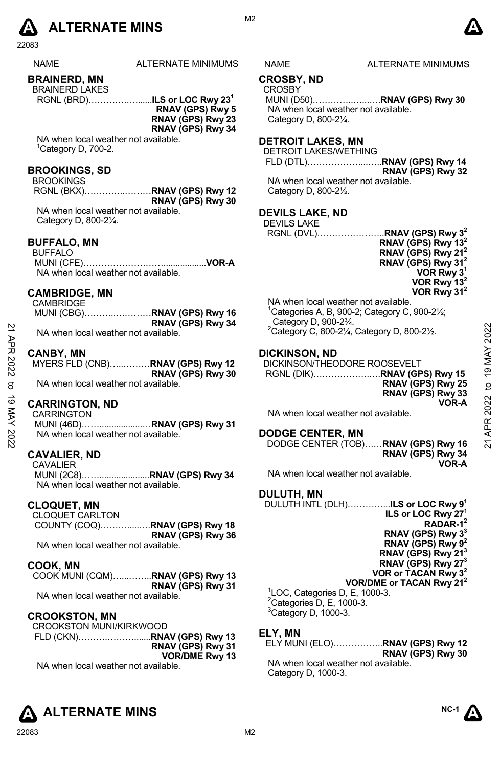# ALTERNATE MINS

| NAME | ALTERNATE MINIMUMS |
|---|---|

## BRAINERD, MN
BRAINERD LAKES
RGNL (BRD)……………......**ILS or LOC Rwy 23**[1]
**RNAV (GPS) Rwy 5**
**RNAV (GPS) Rwy 23**
**RNAV (GPS) Rwy 34**
NA when local weather not available.
[1]Category D, 700-2.

## BROOKINGS, SD
BROOKINGS
RGNL (BKX)…………..………**RNAV (GPS) Rwy 12**
**RNAV (GPS) Rwy 30**
NA when local weather not available.
Category D, 800-2¼.

## BUFFALO, MN
BUFFALO
MUNI (CFE)………………………..................**VOR-A**
NA when local weather not available.

## CAMBRIDGE, MN
CAMBRIDGE
MUNI (CBG)………..…………**RNAV (GPS) Rwy 16**
**RNAV (GPS) Rwy 34**
NA when local weather not available.

## CANBY, MN
MYERS FLD (CNB)…..………**RNAV (GPS) Rwy 12**
**RNAV (GPS) Rwy 30**
NA when local weather not available.

## CARRINGTON, ND
CARRINGTON
MUNI (46D)……....................…**RNAV (GPS) Rwy 31**
NA when local weather not available.

## CAVALIER, ND
CAVALIER
MUNI (2C8)……....................**RNAV (GPS) Rwy 34**
NA when local weather not available.

## CLOQUET, MN
CLOQUET CARLTON
COUNTY (COQ)……….....…..**RNAV (GPS) Rwy 18**
**RNAV (GPS) Rwy 36**
NA when local weather not available.

## COOK, MN
COOK MUNI (CQM)…...……..**RNAV (GPS) Rwy 13**
**RNAV (GPS) Rwy 31**
NA when local weather not available.

## CROOKSTON, MN
CROOKSTON MUNI/KIRKWOOD
FLD (CKN)……….……….......**RNAV (GPS) Rwy 13**
**RNAV (GPS) Rwy 31**
**VOR/DME Rwy 13**
NA when local weather not available.

## CROSBY, ND
CROSBY
MUNI (D50)…………..…...….**RNAV (GPS) Rwy 30**
NA when local weather not available.
Category D, 800-2¼.

## DETROIT LAKES, MN
DETROIT LAKES/WETHING
FLD (DTL)………………....…..**RNAV (GPS) Rwy 14**
**RNAV (GPS) Rwy 32**
NA when local weather not available.
Category D, 800-2½.

## DEVILS LAKE, ND
DEVILS LAKE
RGNL (DVL)…………………..**RNAV (GPS) Rwy 3**[2]
**RNAV (GPS) Rwy 13**[2]
**RNAV (GPS) Rwy 21**[2]
**RNAV (GPS) Rwy 31**[2]
**VOR Rwy 3**[1]
**VOR Rwy 13**[2]
**VOR Rwy 31**[2]
NA when local weather not available.
[1]Categories A, B, 900-2; Category C, 900-2½; Category D, 900-2¾.
[2]Category C, 800-2¼, Category D, 800-2½.

## DICKINSON, ND
DICKINSON/THEODORE ROOSEVELT
RGNL (DIK)……………….….**RNAV (GPS) Rwy 15**
**RNAV (GPS) Rwy 25**
**RNAV (GPS) Rwy 33**
**VOR-A**
NA when local weather not available.

## DODGE CENTER, MN
DODGE CENTER (TOB)……**RNAV (GPS) Rwy 16**
**RNAV (GPS) Rwy 34**
**VOR-A**
NA when local weather not available.

## DULUTH, MN
DULUTH INTL (DLH)…………...**ILS or LOC Rwy 9**[1]
**ILS or LOC Rwy 27**[1]
**RADAR-1**[2]
**RNAV (GPS) Rwy 3**[3]
**RNAV (GPS) Rwy 9**[2]
**RNAV (GPS) Rwy 21**[3]
**RNAV (GPS) Rwy 27**[3]
**VOR or TACAN Rwy 3**[2]
**VOR/DME or TACAN Rwy 21**[2]
[1]LOC, Categories D, E, 1000-3.
[2]Categories D, E, 1000-3.
[3]Category D, 1000-3.

## ELY, MN
ELY MUNI (ELO)……………..**RNAV (GPS) Rwy 12**
**RNAV (GPS) Rwy 30**
NA when local weather not available.
Category D, 1000-3.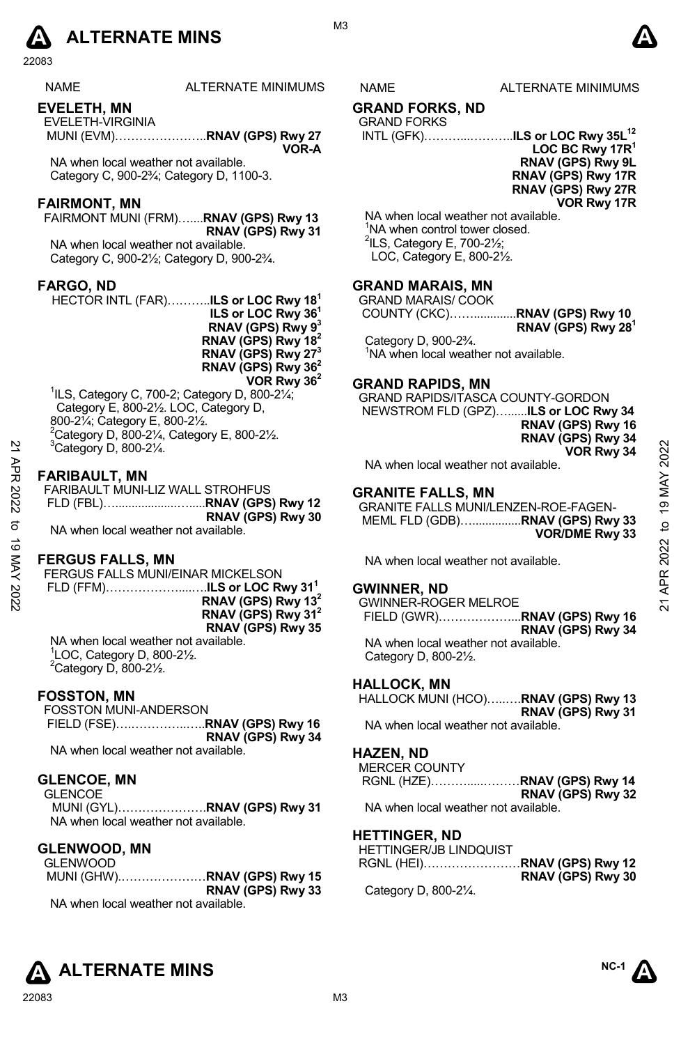# ALTERNATE MINS

| NAME | ALTERNATE MINIMUMS |
|---|---|

## EVELETH, MN

EVELETH-VIRGINIA
MUNI (EVM)…………………..**RNAV (GPS) Rwy 27**
**VOR-A**

NA when local weather not available.
Category C, 900-2¾; Category D, 1100-3.

## FAIRMONT, MN

FAIRMONT MUNI (FRM)…....**RNAV (GPS) Rwy 13**
**RNAV (GPS) Rwy 31**

NA when local weather not available.
Category C, 900-2½; Category D, 900-2¾.

## FARGO, ND

HECTOR INTL (FAR)………..**ILS or LOC Rwy 18**[1]
**ILS or LOC Rwy 36**[1]
**RNAV (GPS) Rwy 9**[3]
**RNAV (GPS) Rwy 18**[2]
**RNAV (GPS) Rwy 27**[3]
**RNAV (GPS) Rwy 36**[2]
**VOR Rwy 36**[2]

[1]ILS, Category C, 700-2; Category D, 800-2¼; Category E, 800-2½. LOC, Category D, 800-2¼; Category E, 800-2½.
[2]Category D, 800-2¼, Category E, 800-2½.
[3]Category D, 800-2¼.

## FARIBAULT, MN

FARIBAULT MUNI-LIZ WALL STROHFUS
FLD (FBL)…......................**RNAV (GPS) Rwy 12**
**RNAV (GPS) Rwy 30**

NA when local weather not available.

## FERGUS FALLS, MN

FERGUS FALLS MUNI/EINAR MICKELSON
FLD (FFM)………………....…**ILS or LOC Rwy 31**[1]
**RNAV (GPS) Rwy 13**[2]
**RNAV (GPS) Rwy 31**[2]
**RNAV (GPS) Rwy 35**

NA when local weather not available.
[1]LOC, Category D, 800-2½.
[2]Category D, 800-2½.

## FOSSTON, MN

FOSSTON MUNI-ANDERSON
FIELD (FSE)….…………..…..**RNAV (GPS) Rwy 16**
**RNAV (GPS) Rwy 34**

NA when local weather not available.

## GLENCOE, MN

GLENCOE
MUNI (GYL)………………….**RNAV (GPS) Rwy 31**

NA when local weather not available.

## GLENWOOD, MN

GLENWOOD
MUNI (GHW).…………………**RNAV (GPS) Rwy 15**
**RNAV (GPS) Rwy 33**

NA when local weather not available.

## GRAND FORKS, ND

GRAND FORKS
INTL (GFK)………....………..**ILS or LOC Rwy 35L**[12]
**LOC BC Rwy 17R**[1]
**RNAV (GPS) Rwy 9L**
**RNAV (GPS) Rwy 17R**
**RNAV (GPS) Rwy 27R**
**VOR Rwy 17R**

NA when local weather not available.
[1]NA when control tower closed.
[2]ILS, Category E, 700-2½; LOC, Category E, 800-2½.

## GRAND MARAIS, MN

GRAND MARAIS/ COOK
COUNTY (CKC)…….............**RNAV (GPS) Rwy 10**
**RNAV (GPS) Rwy 28**[1]

Category D, 900-2¾.
[1]NA when local weather not available.

## GRAND RAPIDS, MN

GRAND RAPIDS/ITASCA COUNTY-GORDON
NEWSTROM FLD (GPZ)….....**ILS or LOC Rwy 34**
**RNAV (GPS) Rwy 16**
**RNAV (GPS) Rwy 34**
**VOR Rwy 34**

NA when local weather not available.

## GRANITE FALLS, MN

GRANITE FALLS MUNI/LENZEN-ROE-FAGEN-
MEML FLD (GDB)…...............**RNAV (GPS) Rwy 33**
**VOR/DME Rwy 33**

NA when local weather not available.

## GWINNER, ND

GWINNER-ROGER MELROE
FIELD (GWR)………………...**RNAV (GPS) Rwy 16**
**RNAV (GPS) Rwy 34**

NA when local weather not available.
Category D, 800-2½.

## HALLOCK, MN

HALLOCK MUNI (HCO)…..….**RNAV (GPS) Rwy 13**
**RNAV (GPS) Rwy 31**

NA when local weather not available.

## HAZEN, ND

MERCER COUNTY
RGNL (HZE)……….....………**RNAV (GPS) Rwy 14**
**RNAV (GPS) Rwy 32**

NA when local weather not available.

## HETTINGER, ND

HETTINGER/JB LINDQUIST
RGNL (HEI)……………………**RNAV (GPS) Rwy 12**
**RNAV (GPS) Rwy 30**

Category D, 800-2¼.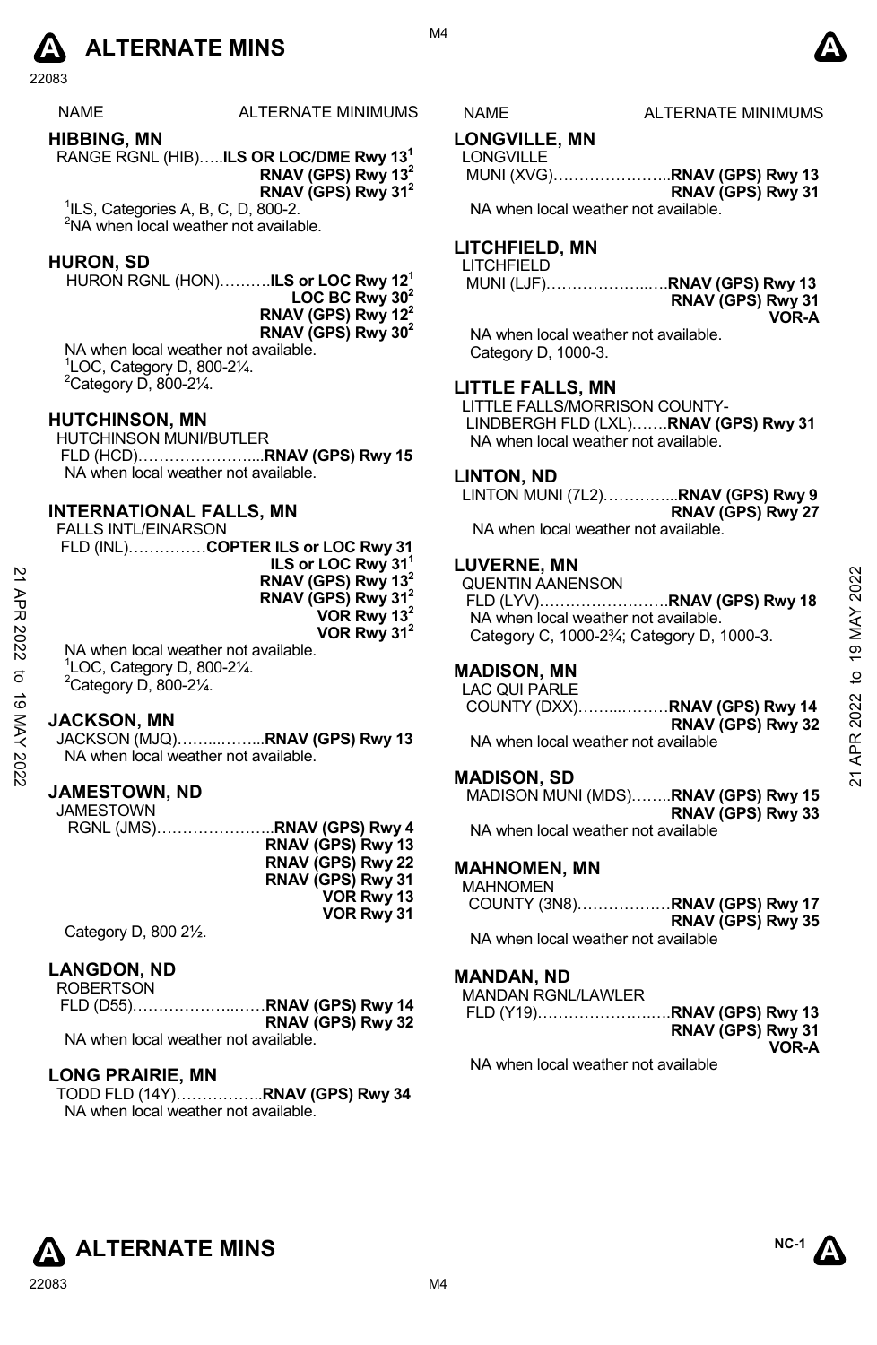# ALTERNATE MINS

NAME ALTERNATE MINIMUMS

## HIBBING, MN

RANGE RGNL (HIB)…..**ILS OR LOC/DME Rwy 13**[1]
**RNAV (GPS) Rwy 13**[2]
**RNAV (GPS) Rwy 31**[2]

[1]ILS, Categories A, B, C, D, 800-2.
[2]NA when local weather not available.

## HURON, SD

HURON RGNL (HON)……….**ILS or LOC Rwy 12**[1]
**LOC BC Rwy 30**[2]
**RNAV (GPS) Rwy 12**[2]
**RNAV (GPS) Rwy 30**[2]

NA when local weather not available.
[1]LOC, Category D, 800-2¼.
[2]Category D, 800-2¼.

## HUTCHINSON, MN

HUTCHINSON MUNI/BUTLER FLD (HCD)…………………....**RNAV (GPS) Rwy 15**

NA when local weather not available.

## INTERNATIONAL FALLS, MN

FALLS INTL/EINARSON FLD (INL)……………**COPTER ILS or LOC Rwy 31**
**ILS or LOC Rwy 31**[1]
**RNAV (GPS) Rwy 13**[2]
**RNAV (GPS) Rwy 31**[2]
**VOR Rwy 13**[2]
**VOR Rwy 31**[2]

NA when local weather not available.
[1]LOC, Category D, 800-2¼.
[2]Category D, 800-2¼.

## JACKSON, MN

JACKSON (MJQ)……..……...**RNAV (GPS) Rwy 13**

NA when local weather not available.

## JAMESTOWN, ND

JAMESTOWN RGNL (JMS)…………………..**RNAV (GPS) Rwy 4**
**RNAV (GPS) Rwy 13**
**RNAV (GPS) Rwy 22**
**RNAV (GPS) Rwy 31**
**VOR Rwy 13**
**VOR Rwy 31**

Category D, 800 2½.

## LANGDON, ND

ROBERTSON FLD (D55)………………..……**RNAV (GPS) Rwy 14**
**RNAV (GPS) Rwy 32**

NA when local weather not available.

## LONG PRAIRIE, MN

TODD FLD (14Y)……….……..**RNAV (GPS) Rwy 34**

NA when local weather not available.

## LONGVILLE, MN

LONGVILLE MUNI (XVG)…………………..**RNAV (GPS) Rwy 13**
**RNAV (GPS) Rwy 31**

NA when local weather not available.

## LITCHFIELD, MN

LITCHFIELD MUNI (LJF)………………..….**RNAV (GPS) Rwy 13**
**RNAV (GPS) Rwy 31**
**VOR-A**

NA when local weather not available.
Category D, 1000-3.

## LITTLE FALLS, MN

LITTLE FALLS/MORRISON COUNTY-LINDBERGH FLD (LXL)…….**RNAV (GPS) Rwy 31**

NA when local weather not available.

## LINTON, ND

LINTON MUNI (7L2)…………...**RNAV (GPS) Rwy 9**
**RNAV (GPS) Rwy 27**

NA when local weather not available.

## LUVERNE, MN

QUENTIN AANENSON FLD (LYV)…………………….**RNAV (GPS) Rwy 18**

NA when local weather not available.
Category C, 1000-2¾; Category D, 1000-3.

## MADISON, MN

LAC QUI PARLE COUNTY (DXX)……...………**RNAV (GPS) Rwy 14**
**RNAV (GPS) Rwy 32**

NA when local weather not available

## MADISON, SD

MADISON MUNI (MDS)……..**RNAV (GPS) Rwy 15**
**RNAV (GPS) Rwy 33**

NA when local weather not available

## MAHNOMEN, MN

MAHNOMEN COUNTY (3N8)………………**RNAV (GPS) Rwy 17**
**RNAV (GPS) Rwy 35**

NA when local weather not available

## MANDAN, ND

MANDAN RGNL/LAWLER FLD (Y19)…………………….**RNAV (GPS) Rwy 13**
**RNAV (GPS) Rwy 31**
**VOR-A**

NA when local weather not available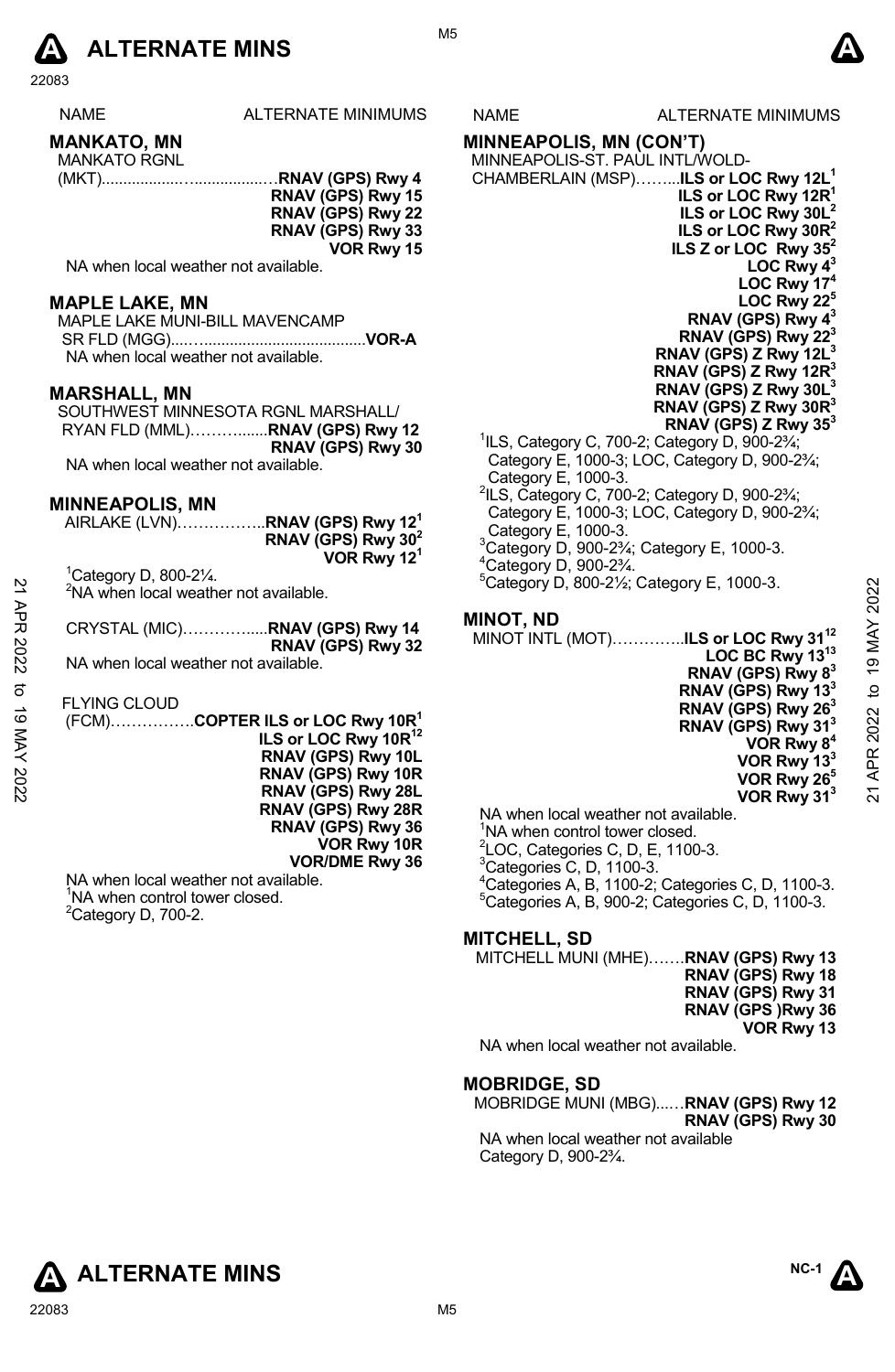# ALTERNATE MINS

| NAME | ALTERNATE MINIMUMS |
|---|---|

## MANKATO, MN

MANKATO RGNL (MKT)……………**RNAV (GPS) Rwy 4**
**RNAV (GPS) Rwy 15**
**RNAV (GPS) Rwy 22**
**RNAV (GPS) Rwy 33**
**VOR Rwy 15**

NA when local weather not available.

## MAPLE LAKE, MN

MAPLE LAKE MUNI-BILL MAVENCAMP SR FLD (MGG)……………**VOR-A**

NA when local weather not available.

## MARSHALL, MN

SOUTHWEST MINNESOTA RGNL MARSHALL/ RYAN FLD (MML)……………**RNAV (GPS) Rwy 12**
**RNAV (GPS) Rwy 30**

NA when local weather not available.

## MINNEAPOLIS, MN

AIRLAKE (LVN)……………**RNAV (GPS) Rwy 12**[1]
**RNAV (GPS) Rwy 30**[2]
**VOR Rwy 12**[1]

[1]Category D, 800-2¼.
[2]NA when local weather not available.

CRYSTAL (MIC)……………**RNAV (GPS) Rwy 14**
**RNAV (GPS) Rwy 32**

NA when local weather not available.

FLYING CLOUD (FCM)……………**COPTER ILS or LOC Rwy 10R**[1]
**ILS or LOC Rwy 10R**[12]
**RNAV (GPS) Rwy 10L**
**RNAV (GPS) Rwy 10R**
**RNAV (GPS) Rwy 28L**
**RNAV (GPS) Rwy 28R**
**RNAV (GPS) Rwy 36**
**VOR Rwy 10R**
**VOR/DME Rwy 36**

NA when local weather not available.
[1]NA when control tower closed.
[2]Category D, 700-2.

## MINNEAPOLIS, MN (CON'T)

MINNEAPOLIS-ST. PAUL INTL/WOLD-CHAMBERLAIN (MSP)……………**ILS or LOC Rwy 12L**[1]
**ILS or LOC Rwy 12R**[1]
**ILS or LOC Rwy 30L**[2]
**ILS or LOC Rwy 30R**[2]
**ILS Z or LOC Rwy 35**[2]
**LOC Rwy 4**[3]
**LOC Rwy 17**[4]
**LOC Rwy 22**[5]
**RNAV (GPS) Rwy 4**[3]
**RNAV (GPS) Rwy 22**[3]
**RNAV (GPS) Z Rwy 12L**[3]
**RNAV (GPS) Z Rwy 12R**[3]
**RNAV (GPS) Z Rwy 30L**[3]
**RNAV (GPS) Z Rwy 30R**[3]
**RNAV (GPS) Z Rwy 35**[3]

[1]ILS, Category C, 700-2; Category D, 900-2¾; Category E, 1000-3; LOC, Category D, 900-2¾; Category E, 1000-3.
[2]ILS, Category C, 700-2; Category D, 900-2¾; Category E, 1000-3; LOC, Category D, 900-2¾; Category E, 1000-3.
[3]Category D, 900-2¾; Category E, 1000-3.
[4]Category D, 900-2¾.
[5]Category D, 800-2½; Category E, 1000-3.

## MINOT, ND

MINOT INTL (MOT)……………**ILS or LOC Rwy 31**[12]
**LOC BC Rwy 13**[13]
**RNAV (GPS) Rwy 8**[3]
**RNAV (GPS) Rwy 13**[3]
**RNAV (GPS) Rwy 26**[3]
**RNAV (GPS) Rwy 31**[3]
**VOR Rwy 8**[4]
**VOR Rwy 13**[3]
**VOR Rwy 26**[5]
**VOR Rwy 31**[3]

NA when local weather not available.
[1]NA when control tower closed.
[2]LOC, Categories C, D, E, 1100-3.
[3]Categories C, D, 1100-3.
[4]Categories A, B, 1100-2; Categories C, D, 1100-3.
[5]Categories A, B, 900-2; Categories C, D, 1100-3.

## MITCHELL, SD

MITCHELL MUNI (MHE)……………**RNAV (GPS) Rwy 13**
**RNAV (GPS) Rwy 18**
**RNAV (GPS) Rwy 31**
**RNAV (GPS )Rwy 36**
**VOR Rwy 13**

NA when local weather not available.

## MOBRIDGE, SD

MOBRIDGE MUNI (MBG)……………**RNAV (GPS) Rwy 12**
**RNAV (GPS) Rwy 30**

NA when local weather not available
Category D, 900-2¾.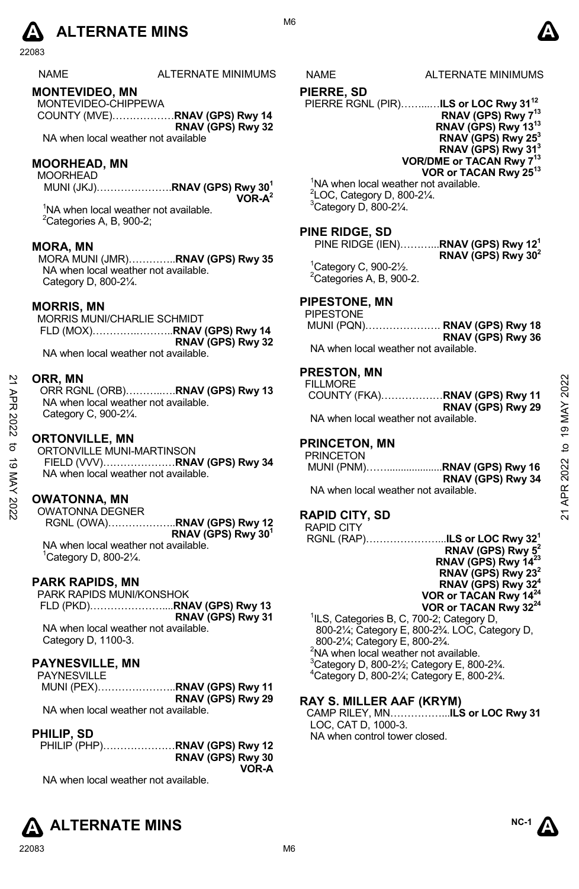| NAME | ALTERNATE MINIMUMS |
|---|---|

**MONTEVIDEO, MN**
MONTEVIDEO-CHIPPEWA COUNTY (MVE)………………**RNAV (GPS) Rwy 14**
**RNAV (GPS) Rwy 32**
NA when local weather not available

**MOORHEAD, MN**
MOORHEAD MUNI (JKJ)…………………..**RNAV (GPS) Rwy 30**[1]
**VOR-A**[2]
[1]NA when local weather not available.
[2]Categories A, B, 900-2;

**MORA, MN**
MORA MUNI (JMR)…………..**RNAV (GPS) Rwy 35**
NA when local weather not available.
Category D, 800-2¼.

**MORRIS, MN**
MORRIS MUNI/CHARLIE SCHMIDT FLD (MOX)………….………..**RNAV (GPS) Rwy 14**
**RNAV (GPS) Rwy 32**
NA when local weather not available.

**ORR, MN**
ORR RGNL (ORB)………..….**RNAV (GPS) Rwy 13**
NA when local weather not available.
Category C, 900-2¼.

**ORTONVILLE, MN**
ORTONVILLE MUNI-MARTINSON FIELD (VVV)…………………**RNAV (GPS) Rwy 34**
NA when local weather not available.

**OWATONNA, MN**
OWATONNA DEGNER RGNL (OWA)………………..**RNAV (GPS) Rwy 12**
**RNAV (GPS) Rwy 30**[1]
NA when local weather not available.
[1]Category D, 800-2¼.

**PARK RAPIDS, MN**
PARK RAPIDS MUNI/KONSHOK FLD (PKD)…………………...**RNAV (GPS) Rwy 13**
**RNAV (GPS) Rwy 31**
NA when local weather not available.
Category D, 1100-3.

**PAYNESVILLE, MN**
PAYNESVILLE MUNI (PEX)…………………..**RNAV (GPS) Rwy 11**
**RNAV (GPS) Rwy 29**
NA when local weather not available.

**PHILIP, SD**
PHILIP (PHP)…………………**RNAV (GPS) Rwy 12**
**RNAV (GPS) Rwy 30**
**VOR-A**
NA when local weather not available.

**PIERRE, SD**
PIERRE RGNL (PIR)……...…**ILS or LOC Rwy 31**[12]
**RNAV (GPS) Rwy 7**[13]
**RNAV (GPS) Rwy 13**[13]
**RNAV (GPS) Rwy 25**[3]
**RNAV (GPS) Rwy 31**[3]
**VOR/DME or TACAN Rwy 7**[13]
**VOR or TACAN Rwy 25**[13]
[1]NA when local weather not available.
[2]LOC, Category D, 800-2¼.
[3]Category D, 800-2¼.

**PINE RIDGE, SD**
PINE RIDGE (IEN)………...**RNAV (GPS) Rwy 12**[1]
**RNAV (GPS) Rwy 30**[2]
[1]Category C, 900-2½.
[2]Categories A, B, 900-2.

**PIPESTONE, MN**
PIPESTONE MUNI (PQN)…………………. **RNAV (GPS) Rwy 18**
**RNAV (GPS) Rwy 36**
NA when local weather not available.

**PRESTON, MN**
FILLMORE COUNTY (FKA)………………**RNAV (GPS) Rwy 11**
**RNAV (GPS) Rwy 29**
NA when local weather not available.

**PRINCETON, MN**
PRINCETON MUNI (PNM)……...................**RNAV (GPS) Rwy 16**
**RNAV (GPS) Rwy 34**
NA when local weather not available.

**RAPID CITY, SD**
RAPID CITY RGNL (RAP)…………………...**ILS or LOC Rwy 32**[1]
**RNAV (GPS) Rwy 5**[2]
**RNAV (GPS) Rwy 14**[23]
**RNAV (GPS) Rwy 23**[2]
**RNAV (GPS) Rwy 32**[4]
**VOR or TACAN Rwy 14**[24]
**VOR or TACAN Rwy 32**[24]
[1]ILS, Categories B, C, 700-2; Category D, 800-2¼; Category E, 800-2¾. LOC, Category D, 800-2¼; Category E, 800-2¾.
[2]NA when local weather not available.
[3]Category D, 800-2½; Category E, 800-2¾.
[4]Category D, 800-2¼; Category E, 800-2¾.

**RAY S. MILLER AAF (KRYM)**
CAMP RILEY, MN……………...**ILS or LOC Rwy 31**
LOC, CAT D, 1000-3.
NA when control tower closed.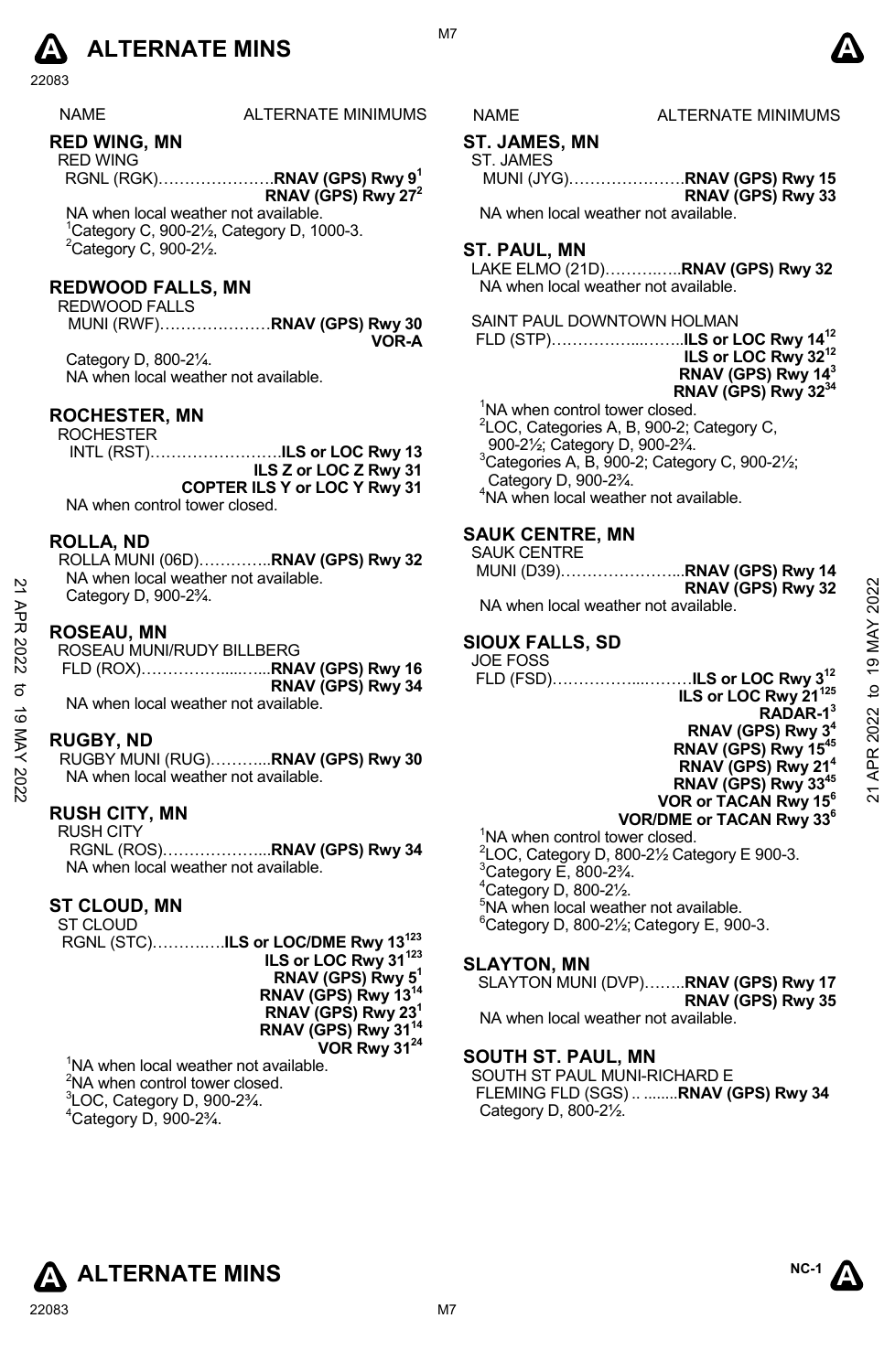# ALTERNATE MINS

| NAME | ALTERNATE MINIMUMS |
|---|---|

## RED WING, MN

RED WING
RGNL (RGK)…………………**RNAV (GPS) Rwy 9**[1]
**RNAV (GPS) Rwy 27**[2]

NA when local weather not available.
[1]Category C, 900-2½, Category D, 1000-3.
[2]Category C, 900-2½.

## REDWOOD FALLS, MN

REDWOOD FALLS
MUNI (RWF)…………………**RNAV (GPS) Rwy 30**
**VOR-A**

Category D, 800-2¼.
NA when local weather not available.

## ROCHESTER, MN

ROCHESTER
INTL (RST)…………………….**ILS or LOC Rwy 13**
**ILS Z or LOC Z Rwy 31**
**COPTER ILS Y or LOC Y Rwy 31**

NA when control tower closed.

## ROLLA, ND

ROLLA MUNI (06D)…………..**RNAV (GPS) Rwy 32**

NA when local weather not available.
Category D, 900-2¾.

## ROSEAU, MN

ROSEAU MUNI/RUDY BILLBERG
FLD (ROX)……………......….**RNAV (GPS) Rwy 16**
**RNAV (GPS) Rwy 34**

NA when local weather not available.

## RUGBY, ND

RUGBY MUNI (RUG)………...**RNAV (GPS) Rwy 30**

NA when local weather not available.

## RUSH CITY, MN

RUSH CITY
RGNL (ROS)………………...**RNAV (GPS) Rwy 34**

NA when local weather not available.

## ST CLOUD, MN

ST CLOUD
RGNL (STC)……….….**ILS or LOC/DME Rwy 13**[123]
**ILS or LOC Rwy 31**[123]
**RNAV (GPS) Rwy 5**[1]
**RNAV (GPS) Rwy 13**[14]
**RNAV (GPS) Rwy 23**[1]
**RNAV (GPS) Rwy 31**[14]
**VOR Rwy 31**[24]

[1]NA when local weather not available.
[2]NA when control tower closed.
[3]LOC, Category D, 900-2¾.
[4]Category D, 900-2¾.

## ST. JAMES, MN

ST. JAMES
MUNI (JYG)…………………**RNAV (GPS) Rwy 15**
**RNAV (GPS) Rwy 33**

NA when local weather not available.

## ST. PAUL, MN

LAKE ELMO (21D)………..…..**RNAV (GPS) Rwy 32**

NA when local weather not available.

SAINT PAUL DOWNTOWN HOLMAN
FLD (STP)……………....……..**ILS or LOC Rwy 14**[12]
**ILS or LOC Rwy 32**[12]
**RNAV (GPS) Rwy 14**[3]
**RNAV (GPS) Rwy 32**[34]

[1]NA when control tower closed.
[2]LOC, Categories A, B, 900-2; Category C, 900-2½; Category D, 900-2¾.
[3]Categories A, B, 900-2; Category C, 900-2½; Category D, 900-2¾.
[4]NA when local weather not available.

## SAUK CENTRE, MN

SAUK CENTRE
MUNI (D39)…………………...**RNAV (GPS) Rwy 14**
**RNAV (GPS) Rwy 32**

NA when local weather not available.

## SIOUX FALLS, SD

JOE FOSS
FLD (FSD)……………...………**ILS or LOC Rwy 3**[12]
**ILS or LOC Rwy 21**[125]
**RADAR-1**[3]
**RNAV (GPS) Rwy 3**[4]
**RNAV (GPS) Rwy 15**[45]
**RNAV (GPS) Rwy 21**[4]
**RNAV (GPS) Rwy 33**[45]
**VOR or TACAN Rwy 15**[6]
**VOR/DME or TACAN Rwy 33**[6]

[1]NA when control tower closed.
[2]LOC, Category D, 800-2½ Category E 900-3.
[3]Category E, 800-2¾.
[4]Category D, 800-2½.
[5]NA when local weather not available.
[6]Category D, 800-2½; Category E, 900-3.

## SLAYTON, MN

SLAYTON MUNI (DVP)……..**RNAV (GPS) Rwy 17**
**RNAV (GPS) Rwy 35**

NA when local weather not available.

## SOUTH ST. PAUL, MN

SOUTH ST PAUL MUNI-RICHARD E
FLEMING FLD (SGS) .. ........**RNAV (GPS) Rwy 34**

Category D, 800-2½.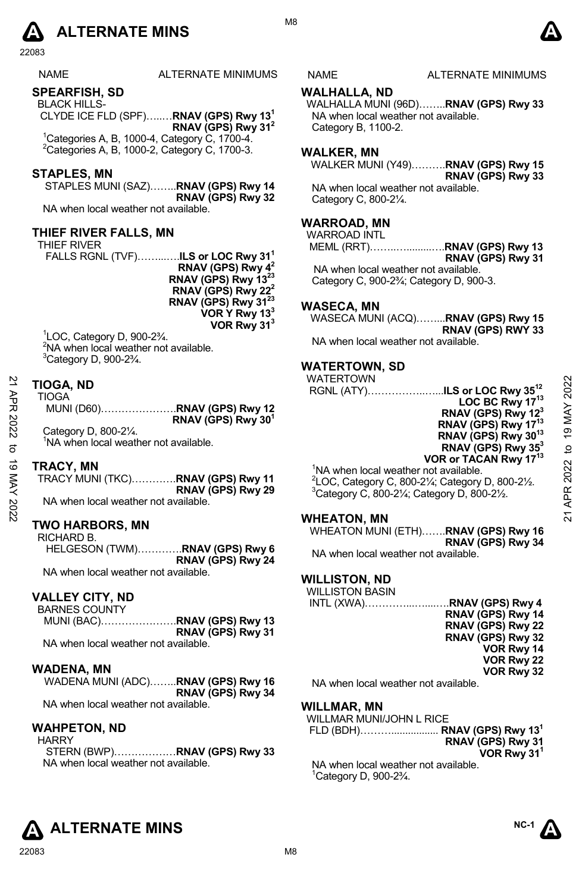# ALTERNATE MINS

NAME ALTERNATE MINIMUMS

## SPEARFISH, SD

BLACK HILLS-
CLYDE ICE FLD (SPF)……**RNAV (GPS) Rwy 13**[1]
**RNAV (GPS) Rwy 31**[2]

[1]Categories A, B, 1000-4, Category C, 1700-4.
[2]Categories A, B, 1000-2, Category C, 1700-3.

## STAPLES, MN

STAPLES MUNI (SAZ)……..**RNAV (GPS) Rwy 14**
**RNAV (GPS) Rwy 32**

NA when local weather not available.

## THIEF RIVER FALLS, MN

THIEF RIVER
FALLS RGNL (TVF)……..….**ILS or LOC Rwy 31**[1]
**RNAV (GPS) Rwy 4**[2]
**RNAV (GPS) Rwy 13**[23]
**RNAV (GPS) Rwy 22**[2]
**RNAV (GPS) Rwy 31**[23]
**VOR Y Rwy 13**[3]
**VOR Rwy 31**[3]

[1]LOC, Category D, 900-2¾.
[2]NA when local weather not available.
[3]Category D, 900-2¾.

## TIOGA, ND

TIOGA
MUNI (D60)………………….**RNAV (GPS) Rwy 12**
**RNAV (GPS) Rwy 30**[1]

Category D, 800-2¼.
[1]NA when local weather not available.

## TRACY, MN

TRACY MUNI (TKC)………….**RNAV (GPS) Rwy 11**
**RNAV (GPS) Rwy 29**

NA when local weather not available.

## TWO HARBORS, MN

RICHARD B.
HELGESON (TWM)………….**RNAV (GPS) Rwy 6**
**RNAV (GPS) Rwy 24**

NA when local weather not available.

## VALLEY CITY, ND

BARNES COUNTY
MUNI (BAC)………………….**RNAV (GPS) Rwy 13**
**RNAV (GPS) Rwy 31**

NA when local weather not available.

## WADENA, MN

WADENA MUNI (ADC)……..**RNAV (GPS) Rwy 16**
**RNAV (GPS) Rwy 34**

NA when local weather not available.

## WAHPETON, ND

HARRY
STERN (BWP)………………**RNAV (GPS) Rwy 33**

NA when local weather not available.

## WALHALLA, ND

WALHALLA MUNI (96D)……..**RNAV (GPS) Rwy 33**

NA when local weather not available.
Category B, 1100-2.

## WALKER, MN

WALKER MUNI (Y49)……….**RNAV (GPS) Rwy 15**
**RNAV (GPS) Rwy 33**

NA when local weather not available.
Category C, 800-2¼.

## WARROAD, MN

WARROAD INTL
MEML (RRT)……..…........….**RNAV (GPS) Rwy 13**
**RNAV (GPS) Rwy 31**

NA when local weather not available.
Category C, 900-2¾; Category D, 900-3.

## WASECA, MN

WASECA MUNI (ACQ)……...**RNAV (GPS) Rwy 15**
**RNAV (GPS) RWY 33**

NA when local weather not available.

## WATERTOWN, SD

WATERTOWN
RGNL (ATY)……………..…....**ILS or LOC Rwy 35**[12]
**LOC BC Rwy 17**[13]
**RNAV (GPS) Rwy 12**[3]
**RNAV (GPS) Rwy 17**[13]
**RNAV (GPS) Rwy 30**[13]
**RNAV (GPS) Rwy 35**[3]
**VOR or TACAN Rwy 17**[13]

[1]NA when local weather not available.
[2]LOC, Category C, 800-2¼; Category D, 800-2½.
[3]Category C, 800-2¼; Category D, 800-2½.

## WHEATON, MN

WHEATON MUNI (ETH)…….**RNAV (GPS) Rwy 16**
**RNAV (GPS) Rwy 34**

NA when local weather not available.

## WILLISTON, ND

WILLISTON BASIN
INTL (XWA)…………...…....…**RNAV (GPS) Rwy 4**
**RNAV (GPS) Rwy 14**
**RNAV (GPS) Rwy 22**
**RNAV (GPS) Rwy 32**
**VOR Rwy 14**
**VOR Rwy 22**
**VOR Rwy 32**

NA when local weather not available.

## WILLMAR, MN

WILLMAR MUNI/JOHN L RICE
FLD (BDH)……….................. **RNAV (GPS) Rwy 13**[1]
**RNAV (GPS) Rwy 31**
**VOR Rwy 31**[1]

NA when local weather not available.
[1]Category D, 900-2¾.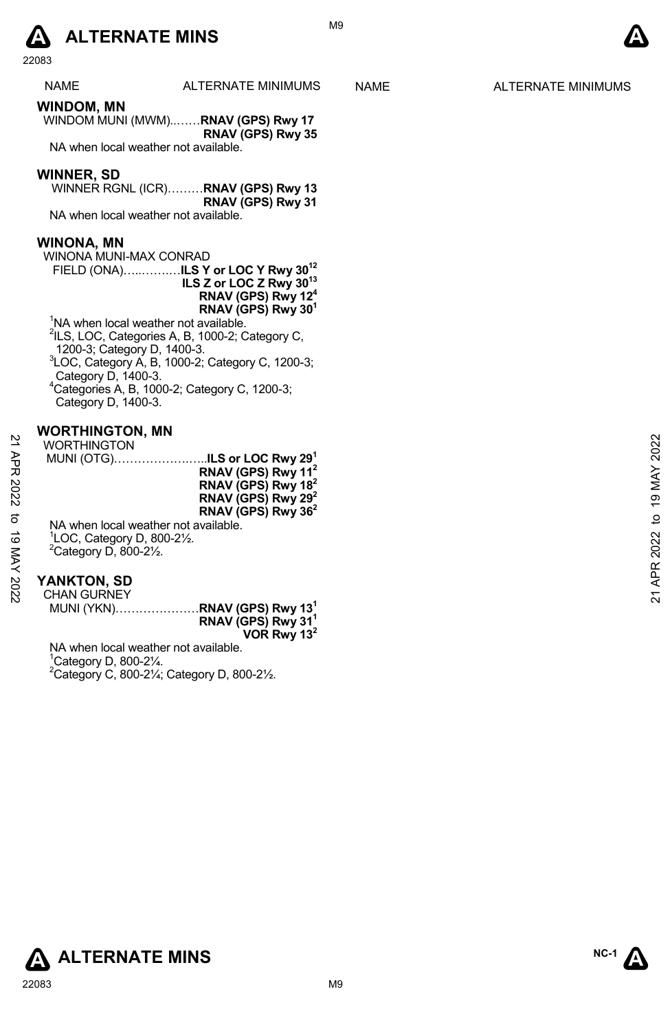# ALTERNATE MINS

| NAME | ALTERNATE MINIMUMS | NAME | ALTERNATE MINIMUMS |
|---|---|---|---|

## WINDOM, MN

WINDOM MUNI (MWM)........**RNAV (GPS) Rwy 17**
**RNAV (GPS) Rwy 35**

NA when local weather not available.

## WINNER, SD

WINNER RGNL (ICR).........**RNAV (GPS) Rwy 13**
**RNAV (GPS) Rwy 31**

NA when local weather not available.

## WINONA, MN

WINONA MUNI-MAX CONRAD
FIELD (ONA)..............**ILS Y or LOC Y Rwy 30**[12]
**ILS Z or LOC Z Rwy 30**[13]
**RNAV (GPS) Rwy 12**[4]
**RNAV (GPS) Rwy 30**[1]

[1]NA when local weather not available.
[2]ILS, LOC, Categories A, B, 1000-2; Category C, 1200-3; Category D, 1400-3.
[3]LOC, Category A, B, 1000-2; Category C, 1200-3; Category D, 1400-3.
[4]Categories A, B, 1000-2; Category C, 1200-3; Category D, 1400-3.

## WORTHINGTON, MN

WORTHINGTON
MUNI (OTG).......................**ILS or LOC Rwy 29**[1]
**RNAV (GPS) Rwy 11**[2]
**RNAV (GPS) Rwy 18**[2]
**RNAV (GPS) Rwy 29**[2]
**RNAV (GPS) Rwy 36**[2]

NA when local weather not available.
[1]LOC, Category D, 800-2½.
[2]Category D, 800-2½.

## YANKTON, SD

CHAN GURNEY
MUNI (YKN)....................**RNAV (GPS) Rwy 13**[1]
**RNAV (GPS) Rwy 31**[1]
**VOR Rwy 13**[2]

NA when local weather not available.
[1]Category D, 800-2¼.
[2]Category C, 800-2¼; Category D, 800-2½.